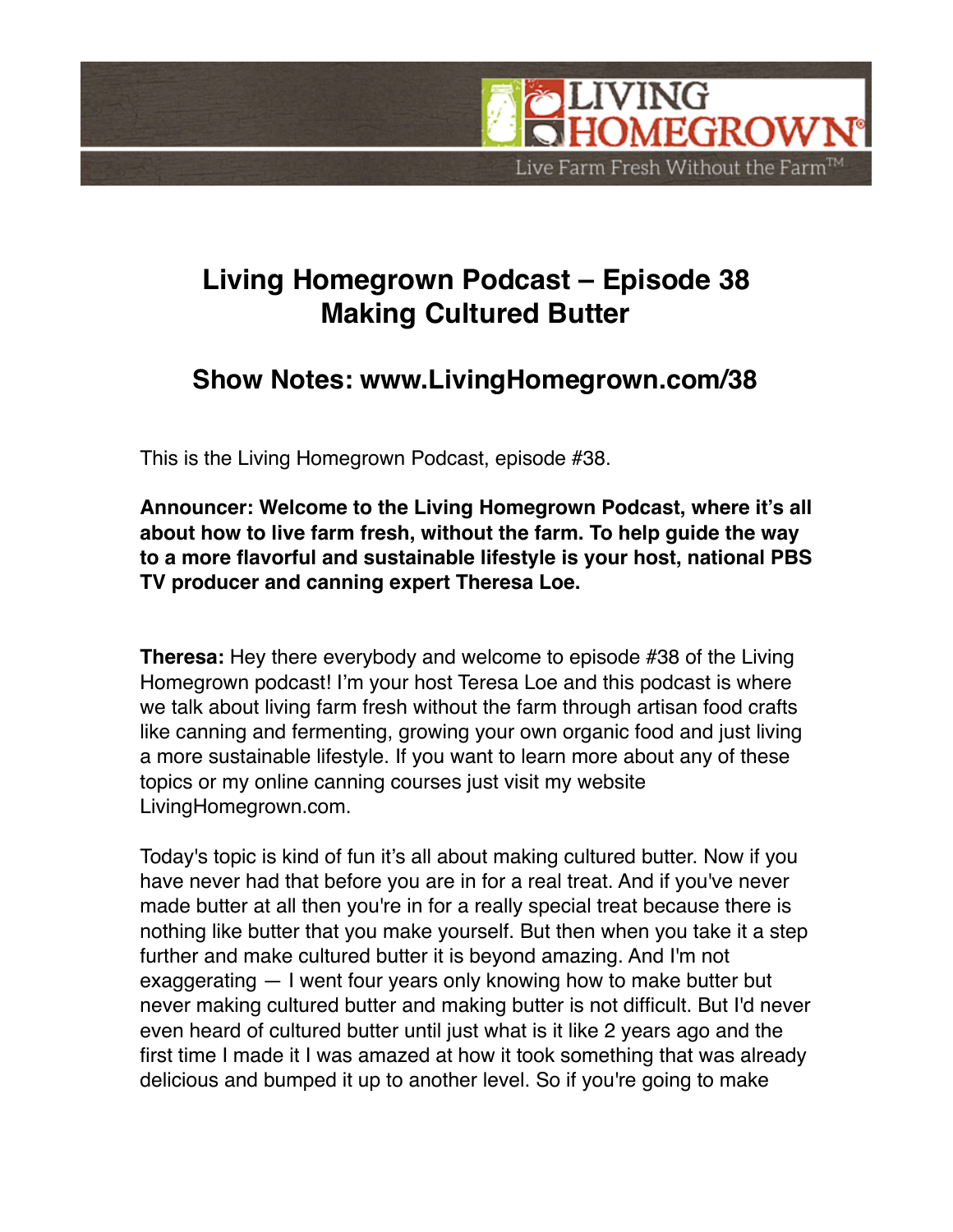# Living Homegrown Podcast – Episode 38
# Making Cultured Butter

## Show Notes: www.LivingHomegrown.com/38

This is the Living Homegrown Podcast, episode #38.

**Announcer: Welcome to the Living Homegrown Podcast, where it's all about how to live farm fresh, without the farm. To help guide the way to a more flavorful and sustainable lifestyle is your host, national PBS TV producer and canning expert Theresa Loe.**

**Theresa:** Hey there everybody and welcome to episode #38 of the Living Homegrown podcast! I'm your host Teresa Loe and this podcast is where we talk about living farm fresh without the farm through artisan food crafts like canning and fermenting, growing your own organic food and just living a more sustainable lifestyle. If you want to learn more about any of these topics or my online canning courses just visit my website LivingHomegrown.com.

Today's topic is kind of fun it's all about making cultured butter. Now if you have never had that before you are in for a real treat. And if you've never made butter at all then you're in for a really special treat because there is nothing like butter that you make yourself. But then when you take it a step further and make cultured butter it is beyond amazing. And I'm not exaggerating — I went four years only knowing how to make butter but never making cultured butter and making butter is not difficult. But I'd never even heard of cultured butter until just what is it like 2 years ago and the first time I made it I was amazed at how it took something that was already delicious and bumped it up to another level. So if you're going to make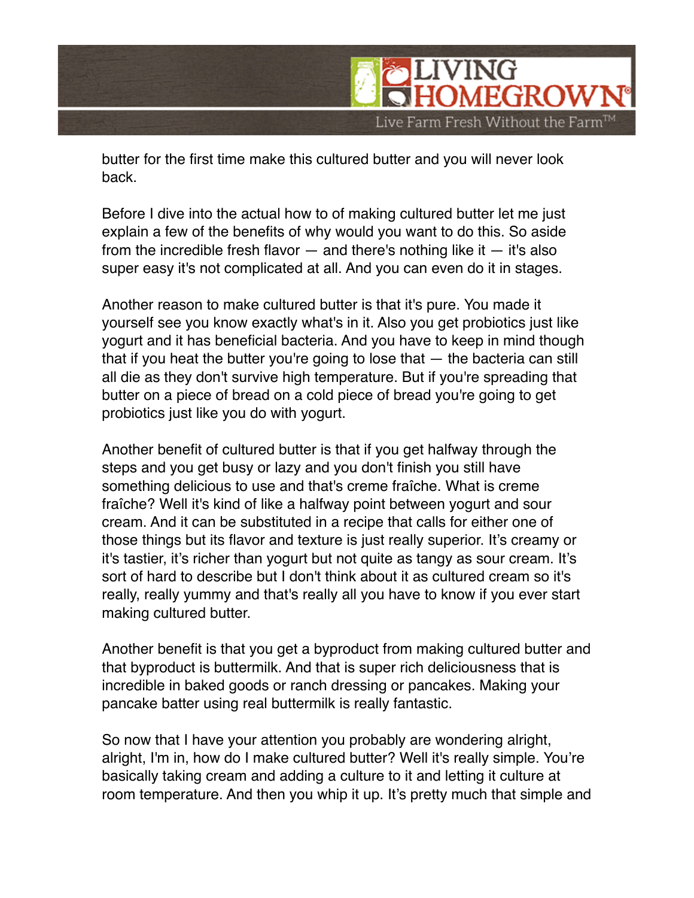butter for the first time make this cultured butter and you will never look back.

Before I dive into the actual how to of making cultured butter let me just explain a few of the benefits of why would you want to do this. So aside from the incredible fresh flavor — and there's nothing like it — it's also super easy it's not complicated at all. And you can even do it in stages.

Another reason to make cultured butter is that it's pure. You made it yourself see you know exactly what's in it. Also you get probiotics just like yogurt and it has beneficial bacteria. And you have to keep in mind though that if you heat the butter you're going to lose that — the bacteria can still all die as they don't survive high temperature. But if you're spreading that butter on a piece of bread on a cold piece of bread you're going to get probiotics just like you do with yogurt.

Another benefit of cultured butter is that if you get halfway through the steps and you get busy or lazy and you don't finish you still have something delicious to use and that's creme fraîche. What is creme fraîche? Well it's kind of like a halfway point between yogurt and sour cream. And it can be substituted in a recipe that calls for either one of those things but its flavor and texture is just really superior. It's creamy or it's tastier, it's richer than yogurt but not quite as tangy as sour cream. It's sort of hard to describe but I don't think about it as cultured cream so it's really, really yummy and that's really all you have to know if you ever start making cultured butter.

Another benefit is that you get a byproduct from making cultured butter and that byproduct is buttermilk. And that is super rich deliciousness that is incredible in baked goods or ranch dressing or pancakes. Making your pancake batter using real buttermilk is really fantastic.

So now that I have your attention you probably are wondering alright, alright, I'm in, how do I make cultured butter? Well it's really simple. You're basically taking cream and adding a culture to it and letting it culture at room temperature. And then you whip it up. It's pretty much that simple and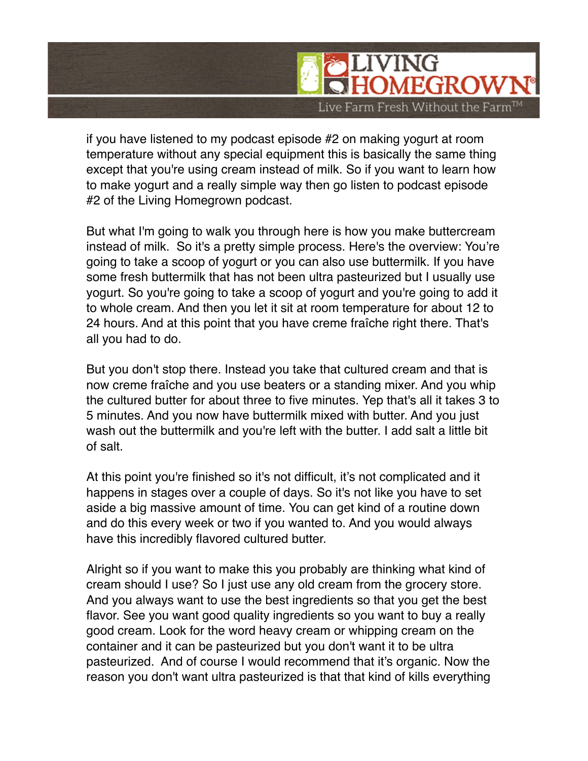if you have listened to my podcast episode #2 on making yogurt at room temperature without any special equipment this is basically the same thing except that you're using cream instead of milk. So if you want to learn how to make yogurt and a really simple way then go listen to podcast episode #2 of the Living Homegrown podcast.

But what I'm going to walk you through here is how you make buttercream instead of milk. So it's a pretty simple process. Here's the overview: You're going to take a scoop of yogurt or you can also use buttermilk. If you have some fresh buttermilk that has not been ultra pasteurized but I usually use yogurt. So you're going to take a scoop of yogurt and you're going to add it to whole cream. And then you let it sit at room temperature for about 12 to 24 hours. And at this point that you have creme fraîche right there. That's all you had to do.

But you don't stop there. Instead you take that cultured cream and that is now creme fraîche and you use beaters or a standing mixer. And you whip the cultured butter for about three to five minutes. Yep that's all it takes 3 to 5 minutes. And you now have buttermilk mixed with butter. And you just wash out the buttermilk and you're left with the butter. I add salt a little bit of salt.

At this point you're finished so it's not difficult, it's not complicated and it happens in stages over a couple of days. So it's not like you have to set aside a big massive amount of time. You can get kind of a routine down and do this every week or two if you wanted to. And you would always have this incredibly flavored cultured butter.

Alright so if you want to make this you probably are thinking what kind of cream should I use? So I just use any old cream from the grocery store. And you always want to use the best ingredients so that you get the best flavor. See you want good quality ingredients so you want to buy a really good cream. Look for the word heavy cream or whipping cream on the container and it can be pasteurized but you don't want it to be ultra pasteurized. And of course I would recommend that it's organic. Now the reason you don't want ultra pasteurized is that that kind of kills everything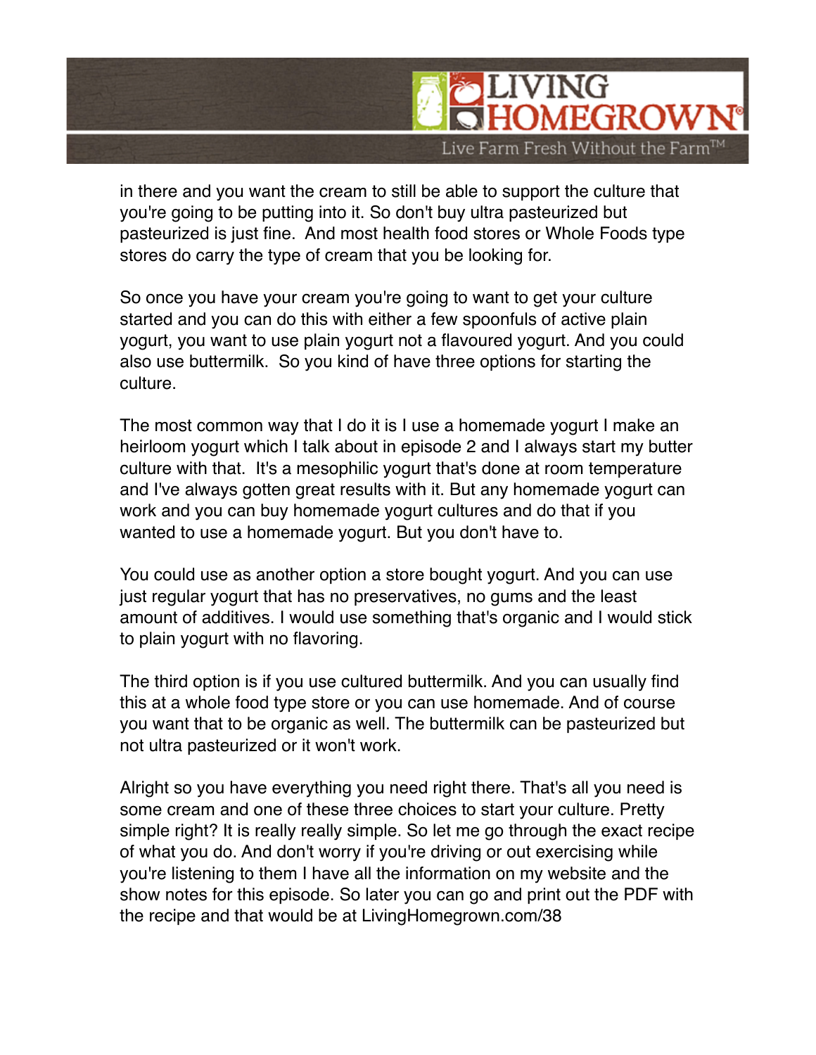in there and you want the cream to still be able to support the culture that you're going to be putting into it. So don't buy ultra pasteurized but pasteurized is just fine.  And most health food stores or Whole Foods type stores do carry the type of cream that you be looking for.

So once you have your cream you're going to want to get your culture started and you can do this with either a few spoonfuls of active plain yogurt, you want to use plain yogurt not a flavoured yogurt. And you could also use buttermilk.  So you kind of have three options for starting the culture.

The most common way that I do it is I use a homemade yogurt I make an heirloom yogurt which I talk about in episode 2 and I always start my butter culture with that.  It's a mesophilic yogurt that's done at room temperature and I've always gotten great results with it. But any homemade yogurt can work and you can buy homemade yogurt cultures and do that if you wanted to use a homemade yogurt. But you don't have to.

You could use as another option a store bought yogurt. And you can use just regular yogurt that has no preservatives, no gums and the least amount of additives. I would use something that's organic and I would stick to plain yogurt with no flavoring.

The third option is if you use cultured buttermilk. And you can usually find this at a whole food type store or you can use homemade. And of course you want that to be organic as well. The buttermilk can be pasteurized but not ultra pasteurized or it won't work.

Alright so you have everything you need right there. That's all you need is some cream and one of these three choices to start your culture. Pretty simple right? It is really really simple. So let me go through the exact recipe of what you do. And don't worry if you're driving or out exercising while you're listening to them I have all the information on my website and the show notes for this episode. So later you can go and print out the PDF with the recipe and that would be at LivingHomegrown.com/38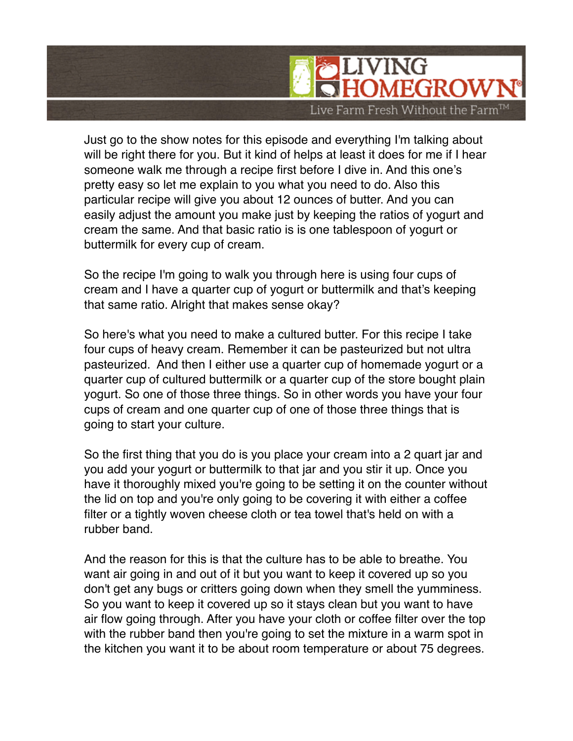Just go to the show notes for this episode and everything I'm talking about will be right there for you. But it kind of helps at least it does for me if I hear someone walk me through a recipe first before I dive in. And this one's pretty easy so let me explain to you what you need to do. Also this particular recipe will give you about 12 ounces of butter. And you can easily adjust the amount you make just by keeping the ratios of yogurt and cream the same. And that basic ratio is is one tablespoon of yogurt or buttermilk for every cup of cream.

So the recipe I'm going to walk you through here is using four cups of cream and I have a quarter cup of yogurt or buttermilk and that's keeping that same ratio. Alright that makes sense okay?

So here's what you need to make a cultured butter. For this recipe I take four cups of heavy cream. Remember it can be pasteurized but not ultra pasteurized. And then I either use a quarter cup of homemade yogurt or a quarter cup of cultured buttermilk or a quarter cup of the store bought plain yogurt. So one of those three things. So in other words you have your four cups of cream and one quarter cup of one of those three things that is going to start your culture.

So the first thing that you do is you place your cream into a 2 quart jar and you add your yogurt or buttermilk to that jar and you stir it up. Once you have it thoroughly mixed you're going to be setting it on the counter without the lid on top and you're only going to be covering it with either a coffee filter or a tightly woven cheese cloth or tea towel that's held on with a rubber band.

And the reason for this is that the culture has to be able to breathe. You want air going in and out of it but you want to keep it covered up so you don't get any bugs or critters going down when they smell the yumminess. So you want to keep it covered up so it stays clean but you want to have air flow going through. After you have your cloth or coffee filter over the top with the rubber band then you're going to set the mixture in a warm spot in the kitchen you want it to be about room temperature or about 75 degrees.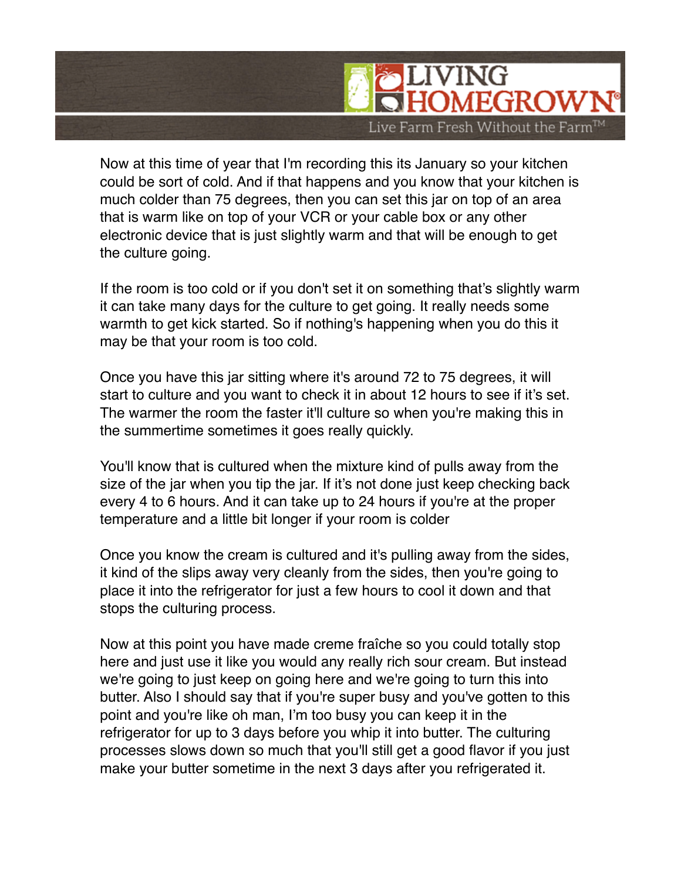Now at this time of year that I'm recording this its January so your kitchen could be sort of cold. And if that happens and you know that your kitchen is much colder than 75 degrees, then you can set this jar on top of an area that is warm like on top of your VCR or your cable box or any other electronic device that is just slightly warm and that will be enough to get the culture going.

If the room is too cold or if you don't set it on something that's slightly warm it can take many days for the culture to get going. It really needs some warmth to get kick started. So if nothing's happening when you do this it may be that your room is too cold.

Once you have this jar sitting where it's around 72 to 75 degrees, it will start to culture and you want to check it in about 12 hours to see if it's set. The warmer the room the faster it'll culture so when you're making this in the summertime sometimes it goes really quickly.

You'll know that is cultured when the mixture kind of pulls away from the size of the jar when you tip the jar. If it's not done just keep checking back every 4 to 6 hours. And it can take up to 24 hours if you're at the proper temperature and a little bit longer if your room is colder

Once you know the cream is cultured and it's pulling away from the sides, it kind of the slips away very cleanly from the sides, then you're going to place it into the refrigerator for just a few hours to cool it down and that stops the culturing process.

Now at this point you have made creme fraîche so you could totally stop here and just use it like you would any really rich sour cream. But instead we're going to just keep on going here and we're going to turn this into butter. Also I should say that if you're super busy and you've gotten to this point and you're like oh man, I'm too busy you can keep it in the refrigerator for up to 3 days before you whip it into butter. The culturing processes slows down so much that you'll still get a good flavor if you just make your butter sometime in the next 3 days after you refrigerated it.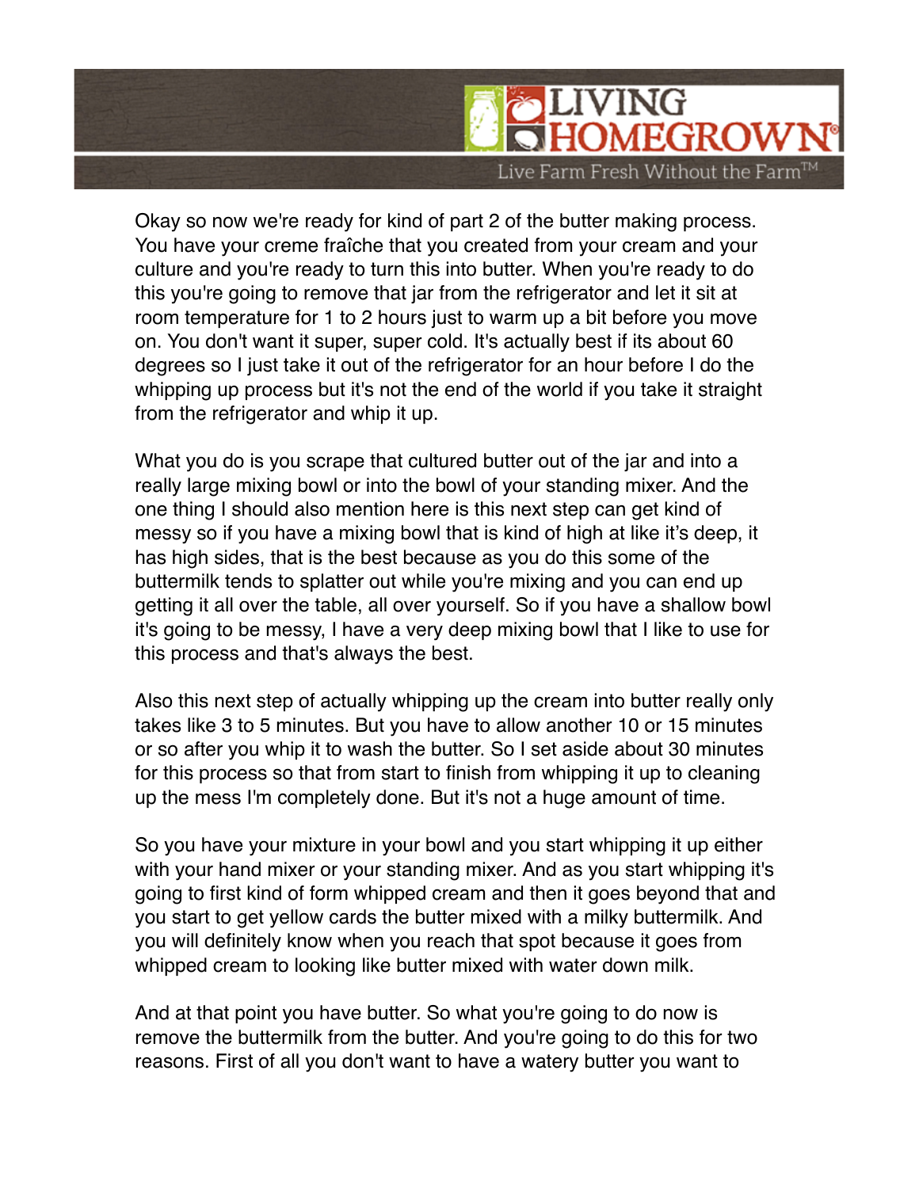Okay so now we're ready for kind of part 2 of the butter making process. You have your creme fraîche that you created from your cream and your culture and you're ready to turn this into butter. When you're ready to do this you're going to remove that jar from the refrigerator and let it sit at room temperature for 1 to 2 hours just to warm up a bit before you move on. You don't want it super, super cold. It's actually best if its about 60 degrees so I just take it out of the refrigerator for an hour before I do the whipping up process but it's not the end of the world if you take it straight from the refrigerator and whip it up.

What you do is you scrape that cultured butter out of the jar and into a really large mixing bowl or into the bowl of your standing mixer. And the one thing I should also mention here is this next step can get kind of messy so if you have a mixing bowl that is kind of high at like it's deep, it has high sides, that is the best because as you do this some of the buttermilk tends to splatter out while you're mixing and you can end up getting it all over the table, all over yourself. So if you have a shallow bowl it's going to be messy, I have a very deep mixing bowl that I like to use for this process and that's always the best.

Also this next step of actually whipping up the cream into butter really only takes like 3 to 5 minutes. But you have to allow another 10 or 15 minutes or so after you whip it to wash the butter. So I set aside about 30 minutes for this process so that from start to finish from whipping it up to cleaning up the mess I'm completely done. But it's not a huge amount of time.

So you have your mixture in your bowl and you start whipping it up either with your hand mixer or your standing mixer. And as you start whipping it's going to first kind of form whipped cream and then it goes beyond that and you start to get yellow cards the butter mixed with a milky buttermilk. And you will definitely know when you reach that spot because it goes from whipped cream to looking like butter mixed with water down milk.

And at that point you have butter. So what you're going to do now is remove the buttermilk from the butter. And you're going to do this for two reasons. First of all you don't want to have a watery butter you want to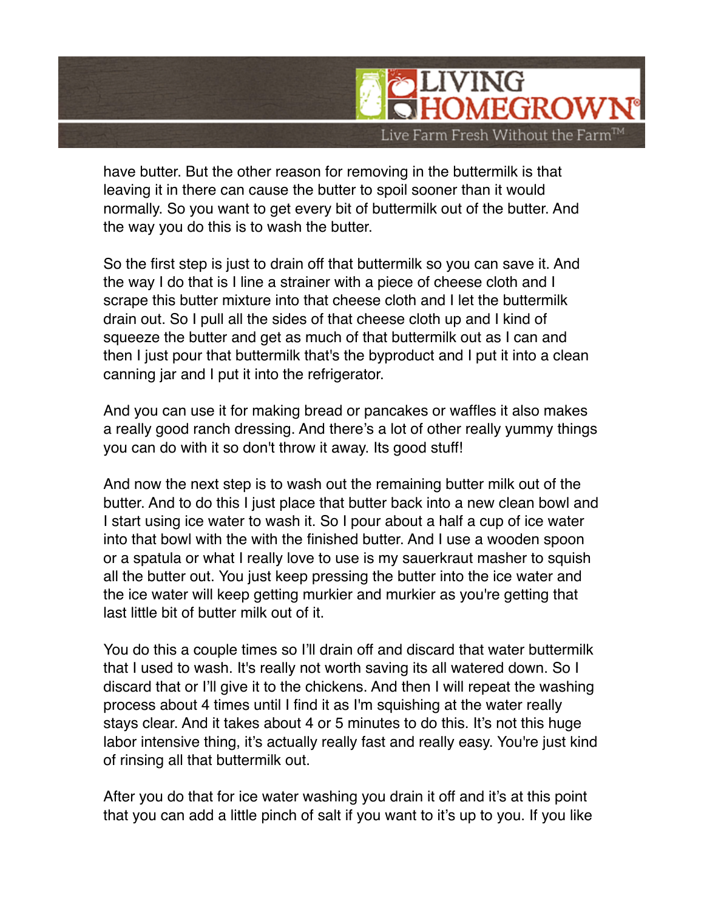have butter. But the other reason for removing in the buttermilk is that leaving it in there can cause the butter to spoil sooner than it would normally. So you want to get every bit of buttermilk out of the butter. And the way you do this is to wash the butter.

So the first step is just to drain off that buttermilk so you can save it. And the way I do that is I line a strainer with a piece of cheese cloth and I scrape this butter mixture into that cheese cloth and I let the buttermilk drain out. So I pull all the sides of that cheese cloth up and I kind of squeeze the butter and get as much of that buttermilk out as I can and then I just pour that buttermilk that's the byproduct and I put it into a clean canning jar and I put it into the refrigerator.

And you can use it for making bread or pancakes or waffles it also makes a really good ranch dressing. And there's a lot of other really yummy things you can do with it so don't throw it away. Its good stuff!

And now the next step is to wash out the remaining butter milk out of the butter. And to do this I just place that butter back into a new clean bowl and I start using ice water to wash it. So I pour about a half a cup of ice water into that bowl with the with the finished butter. And I use a wooden spoon or a spatula or what I really love to use is my sauerkraut masher to squish all the butter out. You just keep pressing the butter into the ice water and the ice water will keep getting murkier and murkier as you're getting that last little bit of butter milk out of it.

You do this a couple times so I'll drain off and discard that water buttermilk that I used to wash. It's really not worth saving its all watered down. So I discard that or I'll give it to the chickens. And then I will repeat the washing process about 4 times until I find it as I'm squishing at the water really stays clear. And it takes about 4 or 5 minutes to do this. It's not this huge labor intensive thing, it's actually really fast and really easy. You're just kind of rinsing all that buttermilk out.

After you do that for ice water washing you drain it off and it's at this point that you can add a little pinch of salt if you want to it's up to you. If you like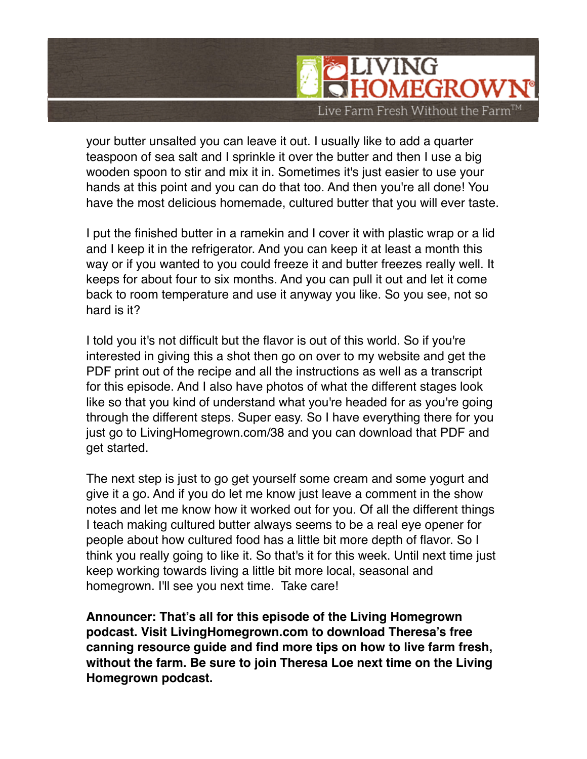your butter unsalted you can leave it out. I usually like to add a quarter teaspoon of sea salt and I sprinkle it over the butter and then I use a big wooden spoon to stir and mix it in. Sometimes it's just easier to use your hands at this point and you can do that too. And then you're all done! You have the most delicious homemade, cultured butter that you will ever taste.

I put the finished butter in a ramekin and I cover it with plastic wrap or a lid and I keep it in the refrigerator. And you can keep it at least a month this way or if you wanted to you could freeze it and butter freezes really well. It keeps for about four to six months. And you can pull it out and let it come back to room temperature and use it anyway you like. So you see, not so hard is it?

I told you it's not difficult but the flavor is out of this world. So if you're interested in giving this a shot then go on over to my website and get the PDF print out of the recipe and all the instructions as well as a transcript for this episode. And I also have photos of what the different stages look like so that you kind of understand what you're headed for as you're going through the different steps. Super easy. So I have everything there for you just go to LivingHomegrown.com/38 and you can download that PDF and get started.

The next step is just to go get yourself some cream and some yogurt and give it a go. And if you do let me know just leave a comment in the show notes and let me know how it worked out for you. Of all the different things I teach making cultured butter always seems to be a real eye opener for people about how cultured food has a little bit more depth of flavor. So I think you really going to like it. So that's it for this week. Until next time just keep working towards living a little bit more local, seasonal and homegrown. I'll see you next time. Take care!

**Announcer: That's all for this episode of the Living Homegrown podcast. Visit LivingHomegrown.com to download Theresa's free canning resource guide and find more tips on how to live farm fresh, without the farm. Be sure to join Theresa Loe next time on the Living Homegrown podcast.**